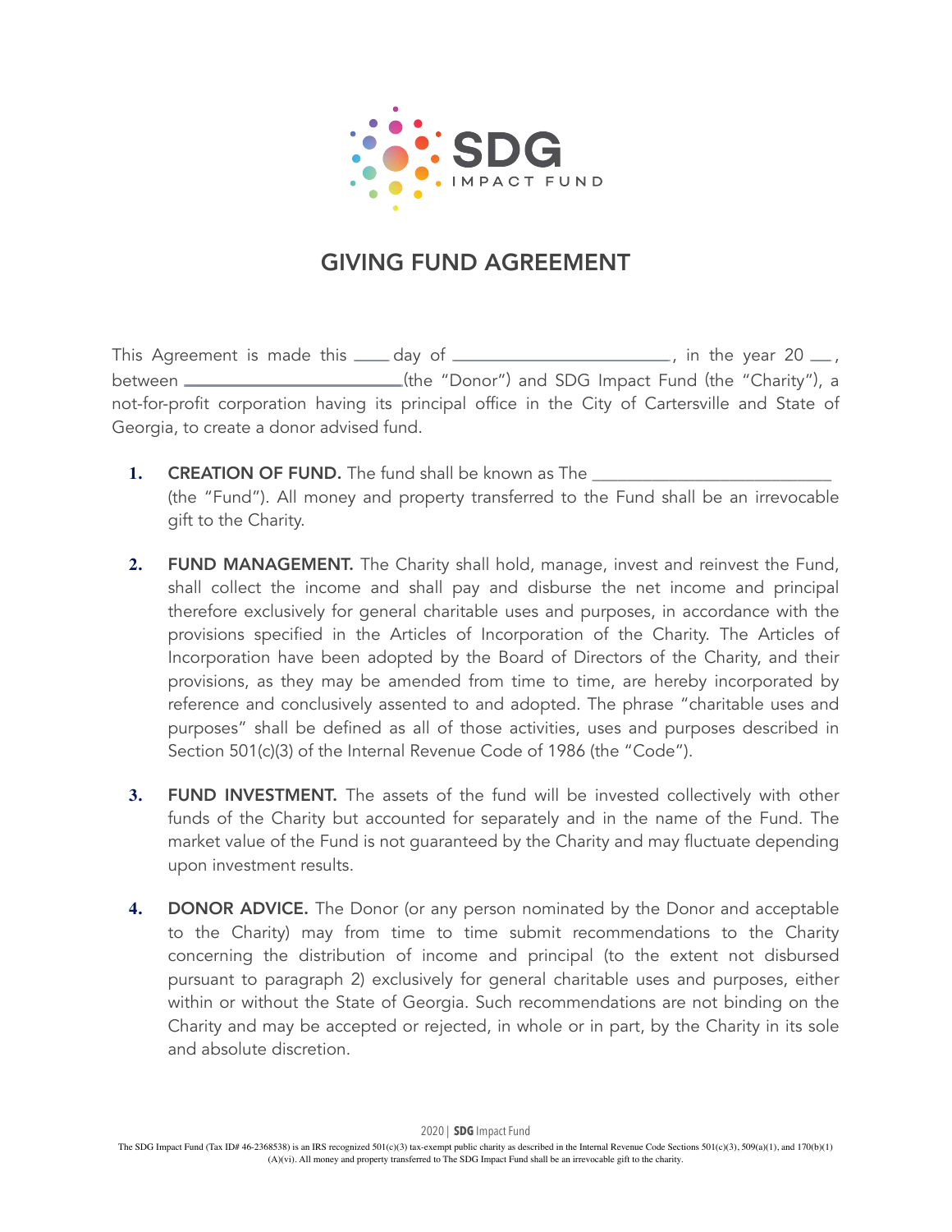SDG IMPACT FUND

# GIVING FUND AGREEMENT

This Agreement is made this ____ day of ________________________, in the year 20 __, between ________________________(the "Donor") and SDG Impact Fund (the "Charity"), a not-for-profit corporation having its principal office in the City of Cartersville and State of Georgia, to create a donor advised fund.

1. **CREATION OF FUND.** The fund shall be known as The ___________________________ (the "Fund"). All money and property transferred to the Fund shall be an irrevocable gift to the Charity.

2. **FUND MANAGEMENT.** The Charity shall hold, manage, invest and reinvest the Fund, shall collect the income and shall pay and disburse the net income and principal therefore exclusively for general charitable uses and purposes, in accordance with the provisions specified in the Articles of Incorporation of the Charity. The Articles of Incorporation have been adopted by the Board of Directors of the Charity, and their provisions, as they may be amended from time to time, are hereby incorporated by reference and conclusively assented to and adopted. The phrase "charitable uses and purposes" shall be defined as all of those activities, uses and purposes described in Section 501(c)(3) of the Internal Revenue Code of 1986 (the "Code").

3. **FUND INVESTMENT.** The assets of the fund will be invested collectively with other funds of the Charity but accounted for separately and in the name of the Fund. The market value of the Fund is not guaranteed by the Charity and may fluctuate depending upon investment results.

4. **DONOR ADVICE.** The Donor (or any person nominated by the Donor and acceptable to the Charity) may from time to time submit recommendations to the Charity concerning the distribution of income and principal (to the extent not disbursed pursuant to paragraph 2) exclusively for general charitable uses and purposes, either within or without the State of Georgia. Such recommendations are not binding on the Charity and may be accepted or rejected, in whole or in part, by the Charity in its sole and absolute discretion.

The SDG Impact Fund (Tax ID# 46-2368538) is an IRS recognized 501(c)(3) tax-exempt public charity as described in the Internal Revenue Code Sections 501(c)(3), 509(a)(1), and 170(b)(1)(A)(vi). All money and property transferred to The SDG Impact Fund shall be an irrevocable gift to the charity.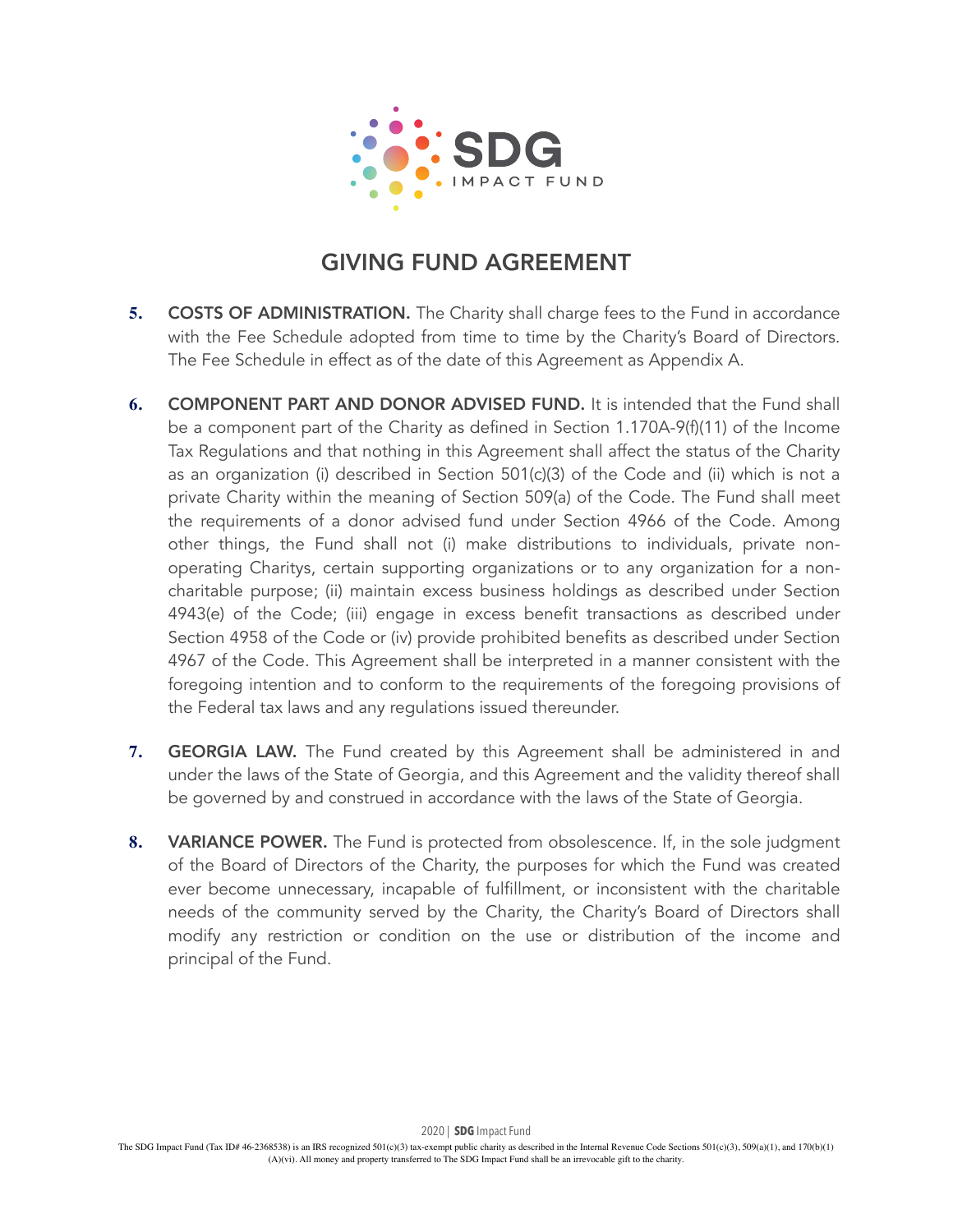# GIVING FUND AGREEMENT

5. **COSTS OF ADMINISTRATION.** The Charity shall charge fees to the Fund in accordance with the Fee Schedule adopted from time to time by the Charity's Board of Directors. The Fee Schedule in effect as of the date of this Agreement as Appendix A.

6. **COMPONENT PART AND DONOR ADVISED FUND.** It is intended that the Fund shall be a component part of the Charity as defined in Section 1.170A-9(f)(11) of the Income Tax Regulations and that nothing in this Agreement shall affect the status of the Charity as an organization (i) described in Section 501(c)(3) of the Code and (ii) which is not a private Charity within the meaning of Section 509(a) of the Code. The Fund shall meet the requirements of a donor advised fund under Section 4966 of the Code. Among other things, the Fund shall not (i) make distributions to individuals, private non-operating Charitys, certain supporting organizations or to any organization for a non-charitable purpose; (ii) maintain excess business holdings as described under Section 4943(e) of the Code; (iii) engage in excess benefit transactions as described under Section 4958 of the Code or (iv) provide prohibited benefits as described under Section 4967 of the Code. This Agreement shall be interpreted in a manner consistent with the foregoing intention and to conform to the requirements of the foregoing provisions of the Federal tax laws and any regulations issued thereunder.

7. **GEORGIA LAW.** The Fund created by this Agreement shall be administered in and under the laws of the State of Georgia, and this Agreement and the validity thereof shall be governed by and construed in accordance with the laws of the State of Georgia.

8. **VARIANCE POWER.** The Fund is protected from obsolescence. If, in the sole judgment of the Board of Directors of the Charity, the purposes for which the Fund was created ever become unnecessary, incapable of fulfillment, or inconsistent with the charitable needs of the community served by the Charity, the Charity's Board of Directors shall modify any restriction or condition on the use or distribution of the income and principal of the Fund.

The SDG Impact Fund (Tax ID# 46-2368538) is an IRS recognized 501(c)(3) tax-exempt public charity as described in the Internal Revenue Code Sections 501(c)(3), 509(a)(1), and 170(b)(1)(A)(vi). All money and property transferred to The SDG Impact Fund shall be an irrevocable gift to the charity.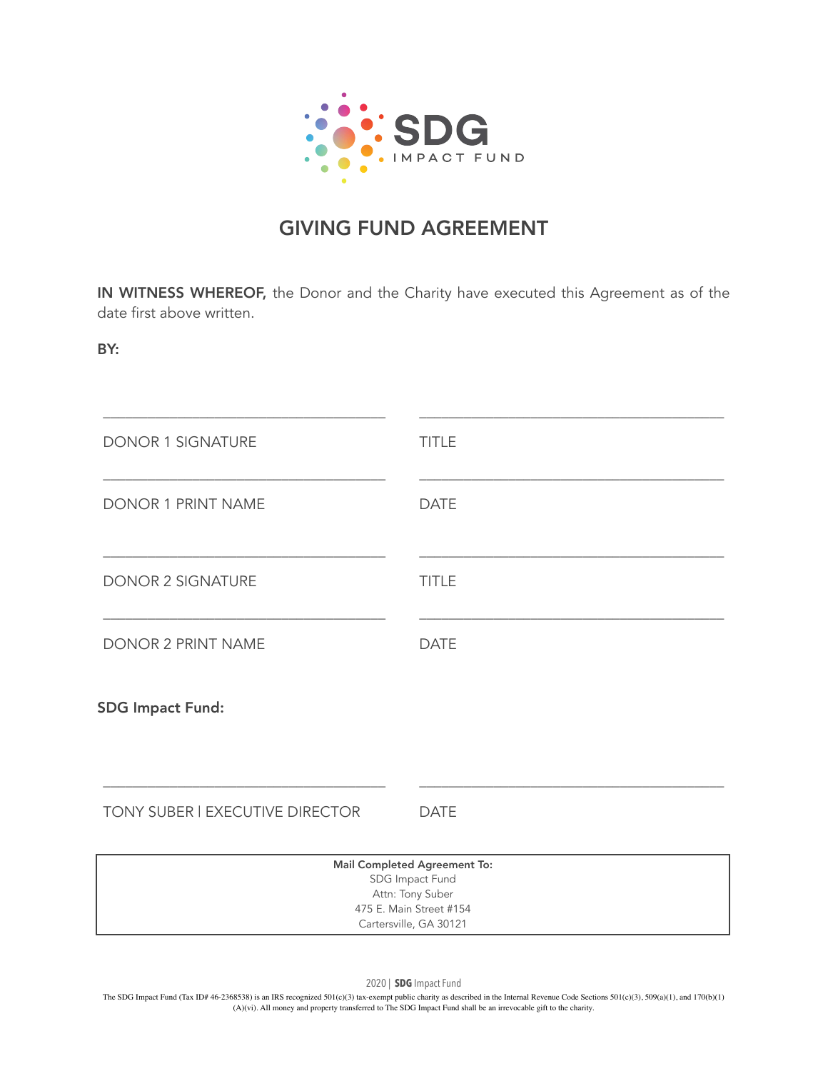SDG IMPACT FUND

# GIVING FUND AGREEMENT

**IN WITNESS WHEREOF,** the Donor and the Charity have executed this Agreement as of the date first above written.

**BY:**

| | |
|---|---|
| ______________________________ | ______________________________ |
| DONOR 1 SIGNATURE | TITLE |
| ______________________________ | ______________________________ |
| DONOR 1 PRINT NAME | DATE |
| ______________________________ | ______________________________ |
| DONOR 2 SIGNATURE | TITLE |
| ______________________________ | ______________________________ |
| DONOR 2 PRINT NAME | DATE |

**SDG Impact Fund:**

| | |
|---|---|
| ______________________________ | ______________________________ |
| TONY SUBER I EXECUTIVE DIRECTOR | DATE |

**Mail Completed Agreement To:**
SDG Impact Fund
Attn: Tony Suber
475 E. Main Street #154
Cartersville, GA 30121

2020 | **SDG** Impact Fund

The SDG Impact Fund (Tax ID# 46-2368538) is an IRS recognized 501(c)(3) tax-exempt public charity as described in the Internal Revenue Code Sections 501(c)(3), 509(a)(1), and 170(b)(1)(A)(vi). All money and property transferred to The SDG Impact Fund shall be an irrevocable gift to the charity.